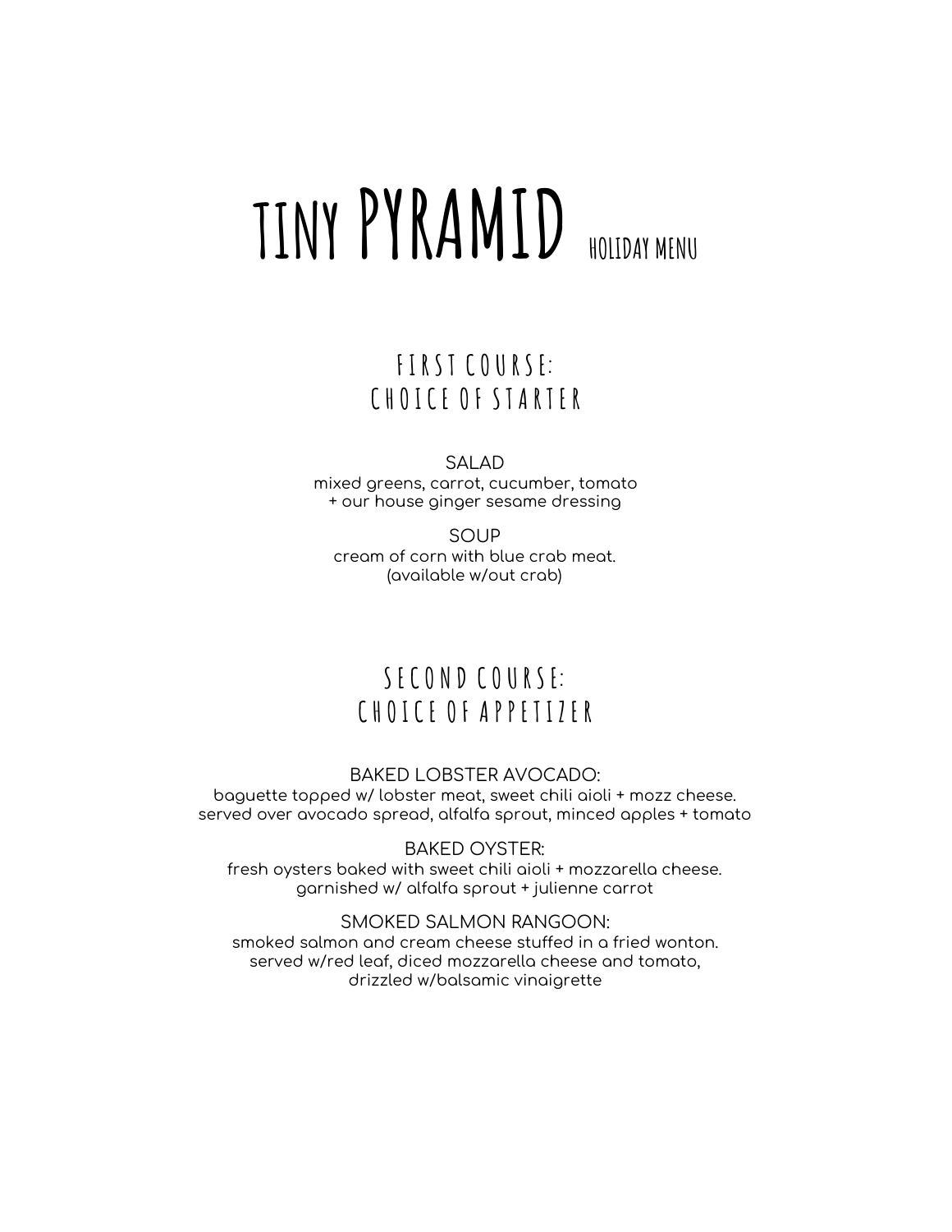# TINY PYRAMID HOLIDAY MENU

## FIRST COURSE: CHOICE OF STARTER

SALAD
mixed greens, carrot, cucumber, tomato
+ our house ginger sesame dressing

SOUP
cream of corn with blue crab meat.
(available w/out crab)

## SECOND COURSE: CHOICE OF APPETIZER

BAKED LOBSTER AVOCADO:
baguette topped w/ lobster meat, sweet chili aioli + mozz cheese.
served over avocado spread, alfalfa sprout, minced apples + tomato

BAKED OYSTER:
fresh oysters baked with sweet chili aioli + mozzarella cheese.
garnished w/ alfalfa sprout + julienne carrot

SMOKED SALMON RANGOON:
smoked salmon and cream cheese stuffed in a fried wonton.
served w/red leaf, diced mozzarella cheese and tomato,
drizzled w/balsamic vinaigrette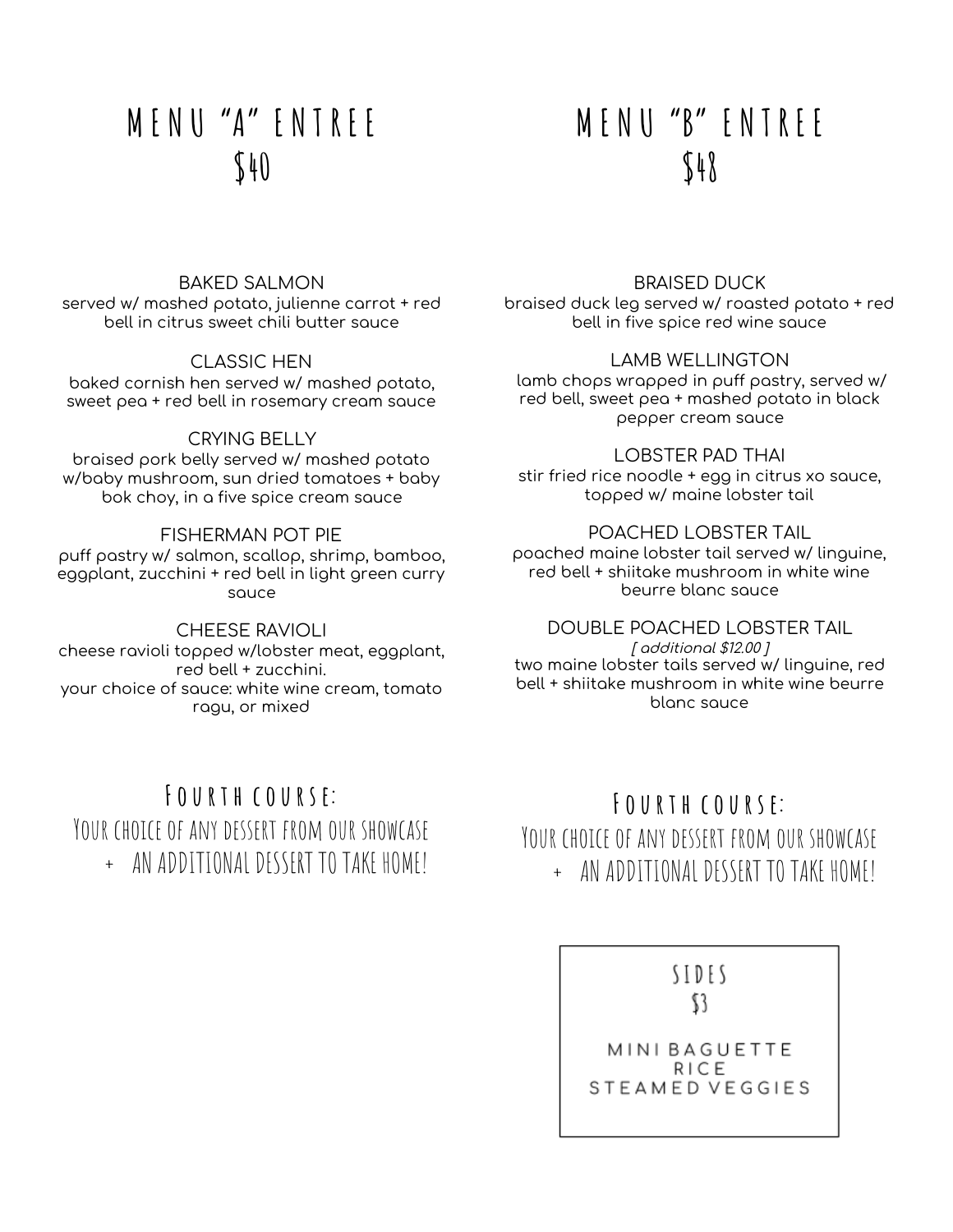# MENU "A" ENTREE
## $40

**BAKED SALMON**
served w/ mashed potato, julienne carrot + red bell in citrus sweet chili butter sauce

**CLASSIC HEN**
baked cornish hen served w/ mashed potato, sweet pea + red bell in rosemary cream sauce

**CRYING BELLY**
braised pork belly served w/ mashed potato w/baby mushroom, sun dried tomatoes + baby bok choy, in a five spice cream sauce

**FISHERMAN POT PIE**
puff pastry w/ salmon, scallop, shrimp, bamboo, eggplant, zucchini + red bell in light green curry sauce

**CHEESE RAVIOLI**
cheese ravioli topped w/lobster meat, eggplant, red bell + zucchini.
your choice of sauce: white wine cream, tomato ragu, or mixed

### Fourth course:
Your choice of any dessert from our showcase
+ an additional dessert to take home!

# MENU "B" ENTREE
## $48

**BRAISED DUCK**
braised duck leg served w/ roasted potato + red bell in five spice red wine sauce

**LAMB WELLINGTON**
lamb chops wrapped in puff pastry, served w/ red bell, sweet pea + mashed potato in black pepper cream sauce

**LOBSTER PAD THAI**
stir fried rice noodle + egg in citrus xo sauce, topped w/ maine lobster tail

**POACHED LOBSTER TAIL**
poached maine lobster tail served w/ linguine, red bell + shiitake mushroom in white wine beurre blanc sauce

**DOUBLE POACHED LOBSTER TAIL**
*[ additional $12.00 ]*
two maine lobster tails served w/ linguine, red bell + shiitake mushroom in white wine beurre blanc sauce

### Fourth course:
Your choice of any dessert from our showcase
+ an additional dessert to take home!

### SIDES
### $3

MINI BAGUETTE
RICE
STEAMED VEGGIES